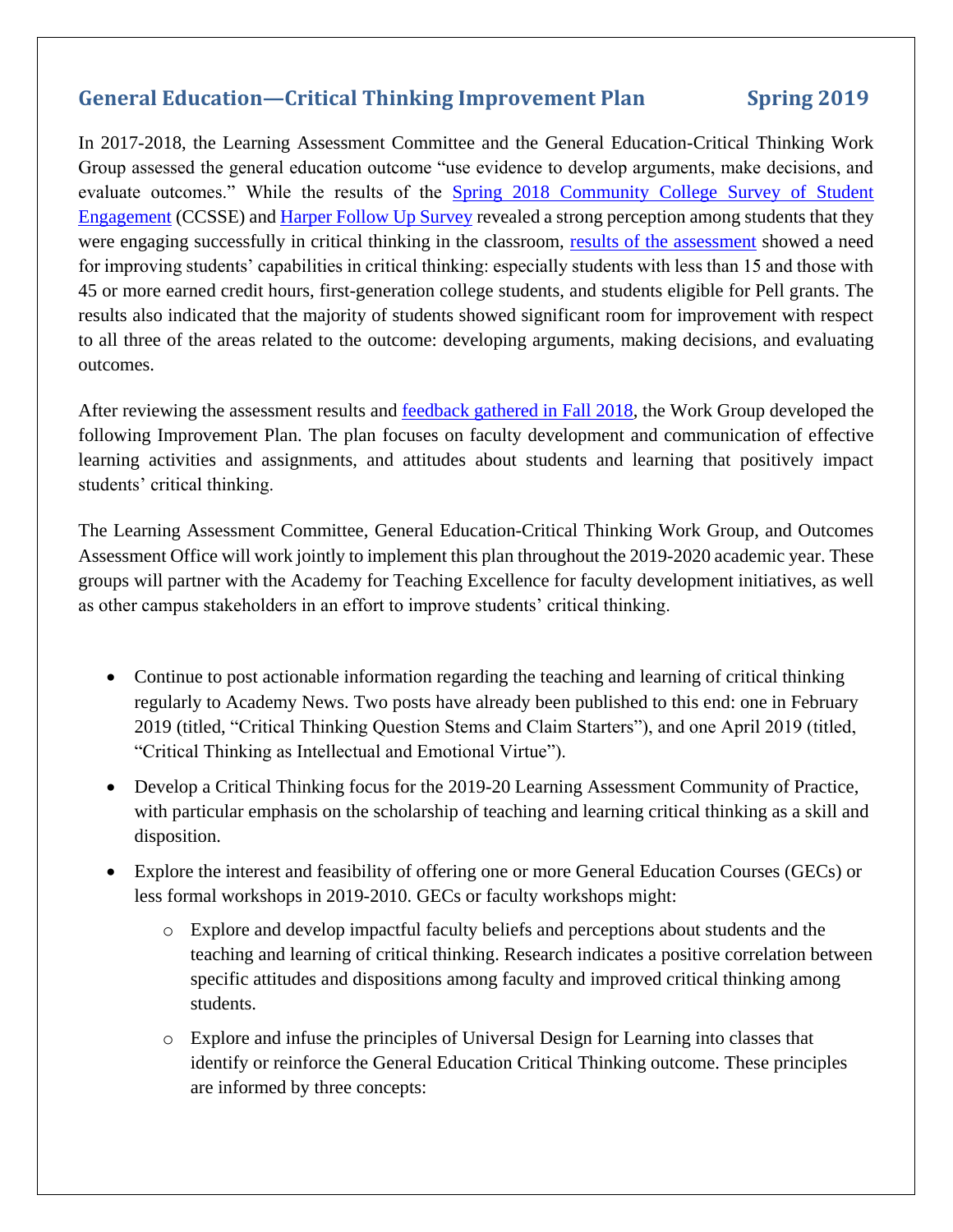## General Education—Critical Thinking Improvement Plan Spring 2019

In 2017-2018, the Learning Assessment Committee and the General Education-Critical Thinking Work Group assessed the general education outcome "use evidence to develop arguments, make decisions, and evaluate outcomes." While the results of the Spring 2018 Community College Survey of Student Engagement (CCSSE) and Harper Follow Up Survey revealed a strong perception among students that they were engaging successfully in critical thinking in the classroom, results of the assessment showed a need for improving students' capabilities in critical thinking: especially students with less than 15 and those with 45 or more earned credit hours, first-generation college students, and students eligible for Pell grants. The results also indicated that the majority of students showed significant room for improvement with respect to all three of the areas related to the outcome: developing arguments, making decisions, and evaluating outcomes.

After reviewing the assessment results and feedback gathered in Fall 2018, the Work Group developed the following Improvement Plan. The plan focuses on faculty development and communication of effective learning activities and assignments, and attitudes about students and learning that positively impact students' critical thinking.

The Learning Assessment Committee, General Education-Critical Thinking Work Group, and Outcomes Assessment Office will work jointly to implement this plan throughout the 2019-2020 academic year. These groups will partner with the Academy for Teaching Excellence for faculty development initiatives, as well as other campus stakeholders in an effort to improve students' critical thinking.

- Continue to post actionable information regarding the teaching and learning of critical thinking regularly to Academy News. Two posts have already been published to this end: one in February 2019 (titled, "Critical Thinking Question Stems and Claim Starters"), and one April 2019 (titled, "Critical Thinking as Intellectual and Emotional Virtue").
- Develop a Critical Thinking focus for the 2019-20 Learning Assessment Community of Practice, with particular emphasis on the scholarship of teaching and learning critical thinking as a skill and disposition.
- Explore the interest and feasibility of offering one or more General Education Courses (GECs) or less formal workshops in 2019-2010. GECs or faculty workshops might:
  - Explore and develop impactful faculty beliefs and perceptions about students and the teaching and learning of critical thinking. Research indicates a positive correlation between specific attitudes and dispositions among faculty and improved critical thinking among students.
  - Explore and infuse the principles of Universal Design for Learning into classes that identify or reinforce the General Education Critical Thinking outcome. These principles are informed by three concepts: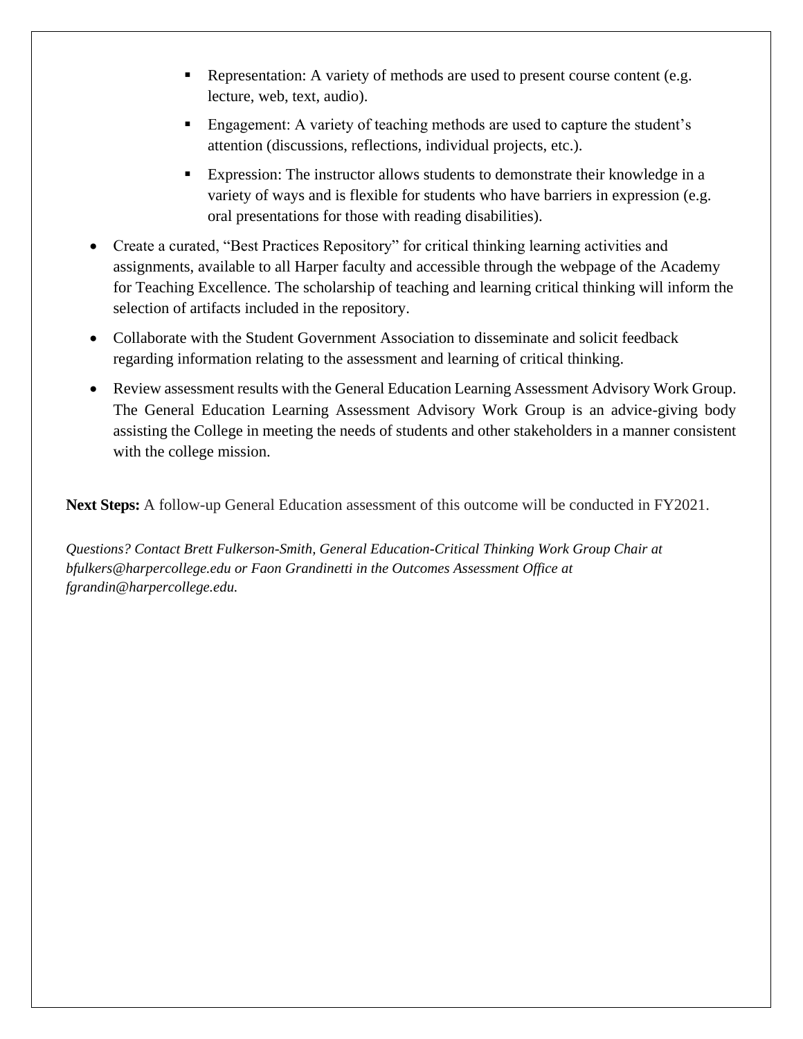- Representation: A variety of methods are used to present course content (e.g. lecture, web, text, audio).
    - Engagement: A variety of teaching methods are used to capture the student's attention (discussions, reflections, individual projects, etc.).
    - Expression: The instructor allows students to demonstrate their knowledge in a variety of ways and is flexible for students who have barriers in expression (e.g. oral presentations for those with reading disabilities).

- Create a curated, "Best Practices Repository" for critical thinking learning activities and assignments, available to all Harper faculty and accessible through the webpage of the Academy for Teaching Excellence. The scholarship of teaching and learning critical thinking will inform the selection of artifacts included in the repository.
- Collaborate with the Student Government Association to disseminate and solicit feedback regarding information relating to the assessment and learning of critical thinking.
- Review assessment results with the General Education Learning Assessment Advisory Work Group. The General Education Learning Assessment Advisory Work Group is an advice-giving body assisting the College in meeting the needs of students and other stakeholders in a manner consistent with the college mission.

**Next Steps:** A follow-up General Education assessment of this outcome will be conducted in FY2021.

*Questions? Contact Brett Fulkerson-Smith, General Education-Critical Thinking Work Group Chair at bfulkers@harpercollege.edu or Faon Grandinetti in the Outcomes Assessment Office at fgrandin@harpercollege.edu.*